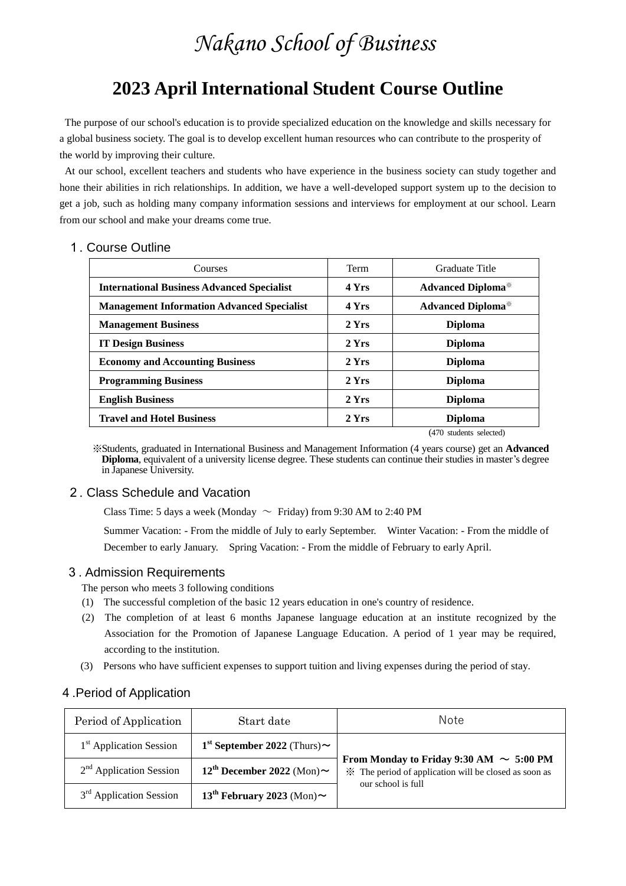# *Nakano School of Business*

## 2023 April International Student Course Outline

The purpose of our school's education is to provide specialized education on the knowledge and skills necessary for a global business society. The goal is to develop excellent human resources who can contribute to the prosperity of the world by improving their culture.

At our school, excellent teachers and students who have experience in the business society can study together and hone their abilities in rich relationships. In addition, we have a well-developed support system up to the decision to get a job, such as holding many company information sessions and interviews for employment at our school. Learn from our school and make your dreams come true.

### 1. Course Outline

| Courses | Term | Graduate Title |
|---|---|---|
| **International Business Advanced Specialist** | **4 Yrs** | **Advanced Diploma**※ |
| **Management Information Advanced Specialist** | **4 Yrs** | **Advanced Diploma**※ |
| **Management Business** | **2 Yrs** | **Diploma** |
| **IT Design Business** | **2 Yrs** | **Diploma** |
| **Economy and Accounting Business** | **2 Yrs** | **Diploma** |
| **Programming Business** | **2 Yrs** | **Diploma** |
| **English Business** | **2 Yrs** | **Diploma** |
| **Travel and Hotel Business** | **2 Yrs** | **Diploma** |

(470 students selected)

※Students, graduated in International Business and Management Information (4 years course) get an **Advanced Diploma**, equivalent of a university license degree. These students can continue their studies in master's degree in Japanese University.

### 2. Class Schedule and Vacation

Class Time: 5 days a week (Monday ～ Friday) from 9:30 AM to 2:40 PM

Summer Vacation: - From the middle of July to early September. Winter Vacation: - From the middle of December to early January. Spring Vacation: - From the middle of February to early April.

### 3. Admission Requirements

The person who meets 3 following conditions

(1) The successful completion of the basic 12 years education in one's country of residence.

(2) The completion of at least 6 months Japanese language education at an institute recognized by the Association for the Promotion of Japanese Language Education. A period of 1 year may be required, according to the institution.

(3) Persons who have sufficient expenses to support tuition and living expenses during the period of stay.

### 4. Period of Application

| Period of Application | Start date | Note |
|---|---|---|
| 1st Application Session | **1st September 2022** (Thurs)～ | **From Monday to Friday 9:30 AM ～ 5:00 PM** ※ The period of application will be closed as soon as our school is full |
| 2nd Application Session | **12th December 2022** (Mon)～ | |
| 3rd Application Session | **13th February 2023** (Mon)～ | |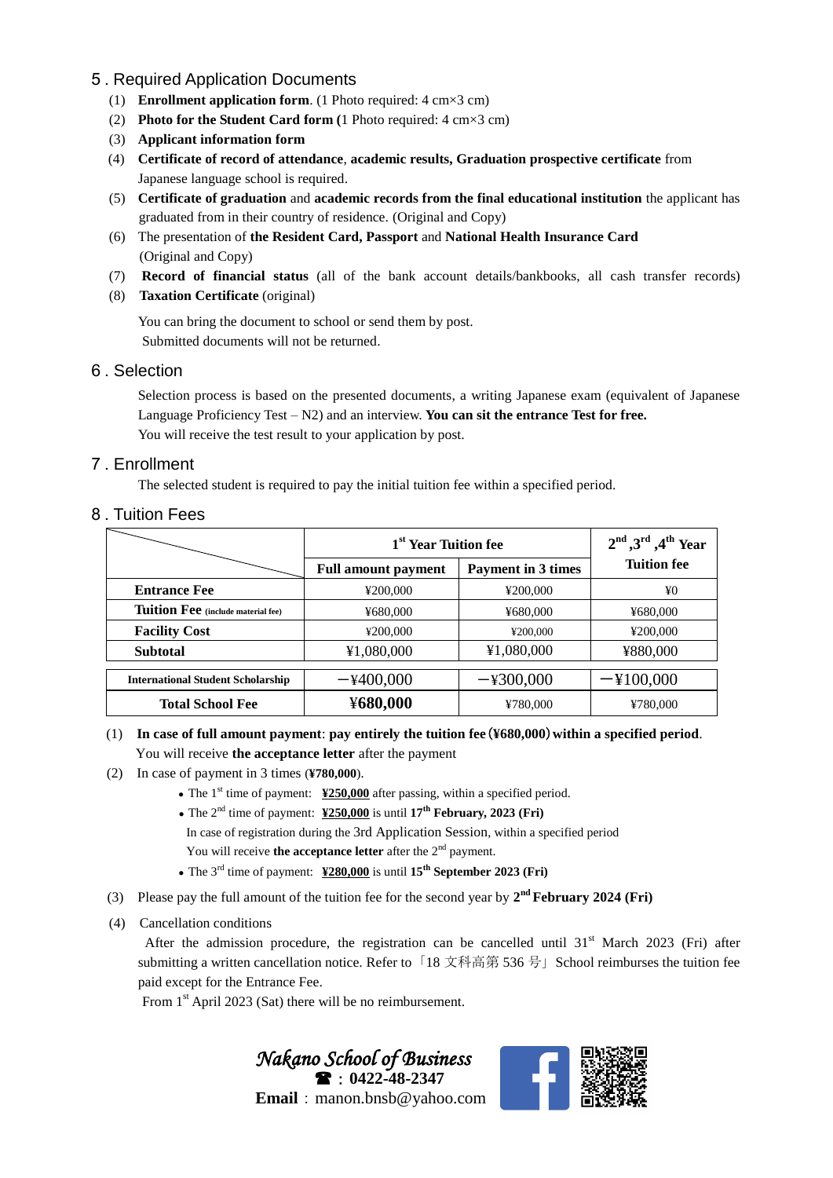## 5. Required Application Documents

(1) **Enrollment application form**. (1 Photo required: 4 cm×3 cm)
(2) **Photo for the Student Card form (**1 Photo required: 4 cm×3 cm)
(3) **Applicant information form**
(4) **Certificate of record of attendance**, **academic results, Graduation prospective certificate** from Japanese language school is required.
(5) **Certificate of graduation** and **academic records from the final educational institution** the applicant has graduated from in their country of residence. (Original and Copy)
(6) The presentation of **the Resident Card, Passport** and **National Health Insurance Card** (Original and Copy)
(7) **Record of financial status** (all of the bank account details/bankbooks, all cash transfer records)
(8) **Taxation Certificate** (original)

You can bring the document to school or send them by post.
Submitted documents will not be returned.

## 6. Selection

Selection process is based on the presented documents, a writing Japanese exam (equivalent of Japanese Language Proficiency Test – N2) and an interview. **You can sit the entrance Test for free.**
You will receive the test result to your application by post.

## 7. Enrollment

The selected student is required to pay the initial tuition fee within a specified period.

## 8. Tuition Fees

| | 1st Year Tuition fee | | 2nd, 3rd, 4th Year Tuition fee |
|---|---|---|---|
| | **Full amount payment** | **Payment in 3 times** | |
| **Entrance Fee** | ¥200,000 | ¥200,000 | ¥0 |
| **Tuition Fee** (include material fee) | ¥680,000 | ¥680,000 | ¥680,000 |
| **Facility Cost** | ¥200,000 | ¥200,000 | ¥200,000 |
| **Subtotal** | ¥1,080,000 | ¥1,080,000 | ¥880,000 |
| **International Student Scholarship** | −¥400,000 | −¥300,000 | −¥100,000 |
| **Total School Fee** | **¥680,000** | ¥780,000 | ¥780,000 |

(1) **In case of full amount payment**: **pay entirely the tuition fee (¥680,000) within a specified period**.
You will receive **the acceptance letter** after the payment

(2) In case of payment in 3 times (**¥780,000**).
- The 1st time of payment: **¥250,000** after passing, within a specified period.
- The 2nd time of payment: **¥250,000** is until **17th February, 2023 (Fri)**
  In case of registration during the 3rd Application Session, within a specified period
  You will receive **the acceptance letter** after the 2nd payment.
- The 3rd time of payment: **¥280,000** is until **15th September 2023 (Fri)**

(3) Please pay the full amount of the tuition fee for the second year by **2nd February 2024 (Fri)**

(4) Cancellation conditions
After the admission procedure, the registration can be cancelled until 31st March 2023 (Fri) after submitting a written cancellation notice. Refer to「18 文科高第 536 号」School reimburses the tuition fee paid except for the Entrance Fee.
From 1st April 2023 (Sat) there will be no reimbursement.

*Nakano School of Business*
☎：0422-48-2347
**Email**：manon.bnsb@yahoo.com